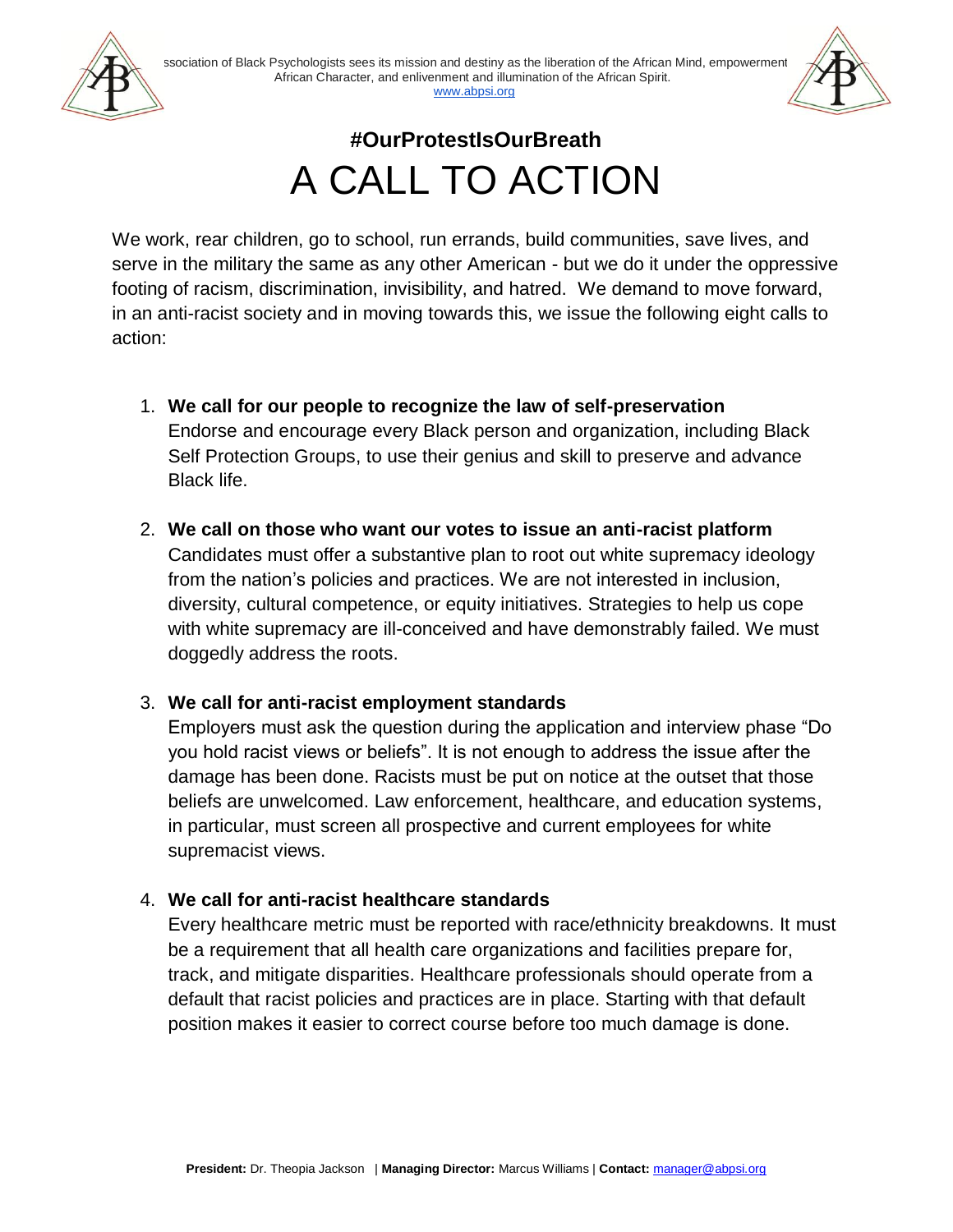ssociation of Black Psychologists sees its mission and destiny as the liberation of the African Mind, empowerment African Character, and enlivenment and illumination of the African Spirit.
www.abpsi.org

## #OurProtestIsOurBreath

# A CALL TO ACTION

We work, rear children, go to school, run errands, build communities, save lives, and serve in the military the same as any other American - but we do it under the oppressive footing of racism, discrimination, invisibility, and hatred. We demand to move forward, in an anti-racist society and in moving towards this, we issue the following eight calls to action:

1. **We call for our people to recognize the law of self-preservation**
   Endorse and encourage every Black person and organization, including Black Self Protection Groups, to use their genius and skill to preserve and advance Black life.

2. **We call on those who want our votes to issue an anti-racist platform**
   Candidates must offer a substantive plan to root out white supremacy ideology from the nation's policies and practices. We are not interested in inclusion, diversity, cultural competence, or equity initiatives. Strategies to help us cope with white supremacy are ill-conceived and have demonstrably failed. We must doggedly address the roots.

3. **We call for anti-racist employment standards**
   Employers must ask the question during the application and interview phase "Do you hold racist views or beliefs". It is not enough to address the issue after the damage has been done. Racists must be put on notice at the outset that those beliefs are unwelcomed. Law enforcement, healthcare, and education systems, in particular, must screen all prospective and current employees for white supremacist views.

4. **We call for anti-racist healthcare standards**
   Every healthcare metric must be reported with race/ethnicity breakdowns. It must be a requirement that all health care organizations and facilities prepare for, track, and mitigate disparities. Healthcare professionals should operate from a default that racist policies and practices are in place. Starting with that default position makes it easier to correct course before too much damage is done.

**President:** Dr. Theopia Jackson | **Managing Director:** Marcus Williams | **Contact:** manager@abpsi.org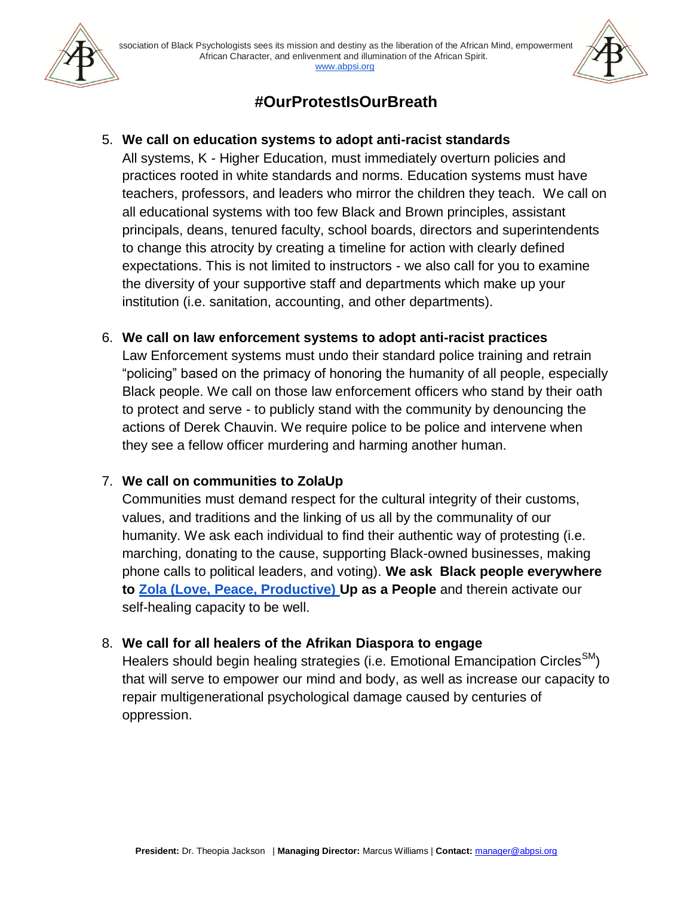# #OurProtestIsOurBreath

5. **We call on education systems to adopt anti-racist standards**
   All systems, K - Higher Education, must immediately overturn policies and practices rooted in white standards and norms. Education systems must have teachers, professors, and leaders who mirror the children they teach. We call on all educational systems with too few Black and Brown principles, assistant principals, deans, tenured faculty, school boards, directors and superintendents to change this atrocity by creating a timeline for action with clearly defined expectations. This is not limited to instructors - we also call for you to examine the diversity of your supportive staff and departments which make up your institution (i.e. sanitation, accounting, and other departments).

6. **We call on law enforcement systems to adopt anti-racist practices**
   Law Enforcement systems must undo their standard police training and retrain "policing" based on the primacy of honoring the humanity of all people, especially Black people. We call on those law enforcement officers who stand by their oath to protect and serve - to publicly stand with the community by denouncing the actions of Derek Chauvin. We require police to be police and intervene when they see a fellow officer murdering and harming another human.

7. **We call on communities to ZolaUp**
   Communities must demand respect for the cultural integrity of their customs, values, and traditions and the linking of us all by the communality of our humanity. We ask each individual to find their authentic way of protesting (i.e. marching, donating to the cause, supporting Black-owned businesses, making phone calls to political leaders, and voting). **We ask Black people everywhere to Zola (Love, Peace, Productive) Up as a People** and therein activate our self-healing capacity to be well.

8. **We call for all healers of the Afrikan Diaspora to engage**
   Healers should begin healing strategies (i.e. Emotional Emancipation Circles[SM]) that will serve to empower our mind and body, as well as increase our capacity to repair multigenerational psychological damage caused by centuries of oppression.